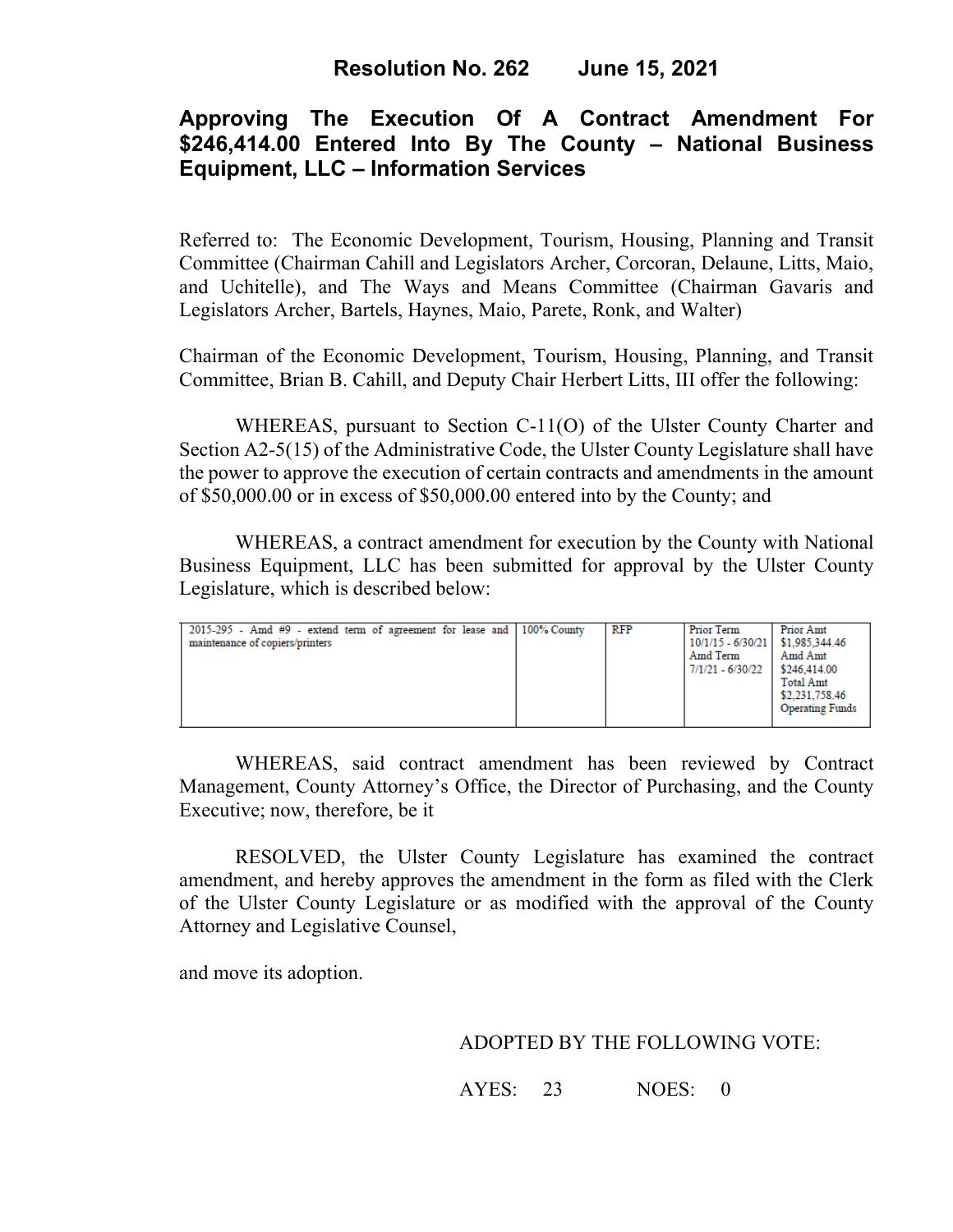# Resolution No. 262 June 15, 2021

## Approving The Execution Of A Contract Amendment For $246,414.00 Entered Into By The County – National Business Equipment, LLC – Information Services

Referred to: The Economic Development, Tourism, Housing, Planning and Transit Committee (Chairman Cahill and Legislators Archer, Corcoran, Delaune, Litts, Maio, and Uchitelle), and The Ways and Means Committee (Chairman Gavaris and Legislators Archer, Bartels, Haynes, Maio, Parete, Ronk, and Walter)

Chairman of the Economic Development, Tourism, Housing, Planning, and Transit Committee, Brian B. Cahill, and Deputy Chair Herbert Litts, III offer the following:

WHEREAS, pursuant to Section C-11(O) of the Ulster County Charter and Section A2-5(15) of the Administrative Code, the Ulster County Legislature shall have the power to approve the execution of certain contracts and amendments in the amount of $50,000.00 or in excess of $50,000.00 entered into by the County; and

WHEREAS, a contract amendment for execution by the County with National Business Equipment, LLC has been submitted for approval by the Ulster County Legislature, which is described below:

| | | | | |
|---|---|---|---|---|
| 2015-295 - Amd #9 - extend term of agreement for lease and maintenance of copiers/printers | 100% County | RFP | Prior Term<br>10/1/15 - 6/30/21<br>Amd Term<br>7/1/21 - 6/30/22 | Prior Amt<br>$1,985,344.46<br>Amd Amt<br>$246,414.00<br>Total Amt<br>$2,231,758.46<br>Operating Funds |

WHEREAS, said contract amendment has been reviewed by Contract Management, County Attorney's Office, the Director of Purchasing, and the County Executive; now, therefore, be it

RESOLVED, the Ulster County Legislature has examined the contract amendment, and hereby approves the amendment in the form as filed with the Clerk of the Ulster County Legislature or as modified with the approval of the County Attorney and Legislative Counsel,

and move its adoption.

ADOPTED BY THE FOLLOWING VOTE:

AYES: 23 NOES: 0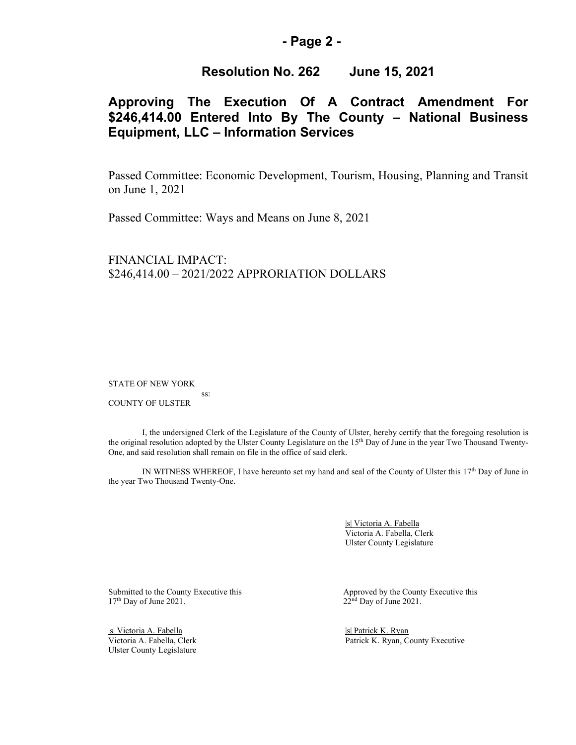## Resolution No. 262 June 15, 2021

## Approving The Execution Of A Contract Amendment For $246,414.00 Entered Into By The County – National Business Equipment, LLC – Information Services

Passed Committee: Economic Development, Tourism, Housing, Planning and Transit on June 1, 2021

Passed Committee: Ways and Means on June 8, 2021

FINANCIAL IMPACT:
$246,414.00 – 2021/2022 APPRORIATION DOLLARS

STATE OF NEW YORK
ss:
COUNTY OF ULSTER

I, the undersigned Clerk of the Legislature of the County of Ulster, hereby certify that the foregoing resolution is the original resolution adopted by the Ulster County Legislature on the 15th Day of June in the year Two Thousand Twenty-One, and said resolution shall remain on file in the office of said clerk.

IN WITNESS WHEREOF, I have hereunto set my hand and seal of the County of Ulster this 17th Day of June in the year Two Thousand Twenty-One.

|s| Victoria A. Fabella
Victoria A. Fabella, Clerk
Ulster County Legislature

Submitted to the County Executive this 17th Day of June 2021.

|s| Victoria A. Fabella
Victoria A. Fabella, Clerk
Ulster County Legislature

Approved by the County Executive this 22nd Day of June 2021.

|s| Patrick K. Ryan
Patrick K. Ryan, County Executive